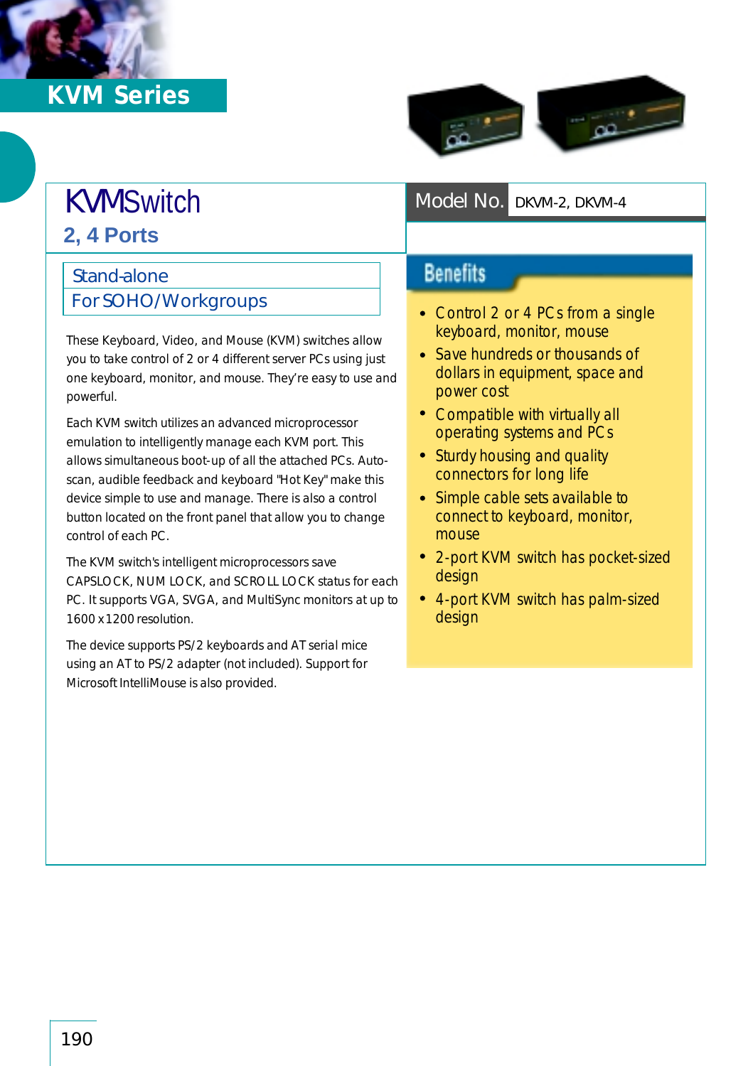# KVM Series

## KVMSwitch

### 2, 4 Ports

**Model No.** DKVM-2, DKVM-4

Stand-alone

For SOHO/Workgroups

These Keyboard, Video, and Mouse (KVM) switches allow you to take control of 2 or 4 different server PCs using just one keyboard, monitor, and mouse. They're easy to use and powerful.

Each KVM switch utilizes an advanced microprocessor emulation to intelligently manage each KVM port. This allows simultaneous boot-up of all the attached PCs. Auto-scan, audible feedback and keyboard "Hot Key" make this device simple to use and manage. There is also a control button located on the front panel that allow you to change control of each PC.

The KVM switch's intelligent microprocessors save CAPSLOCK, NUM LOCK, and SCROLL LOCK status for each PC. It supports VGA, SVGA, and MultiSync monitors at up to 1600 x 1200 resolution.

The device supports PS/2 keyboards and AT serial mice using an AT to PS/2 adapter (not included). Support for Microsoft IntelliMouse is also provided.

### Benefits

- Control 2 or 4 PCs from a single keyboard, monitor, mouse
- Save hundreds or thousands of dollars in equipment, space and power cost
- Compatible with virtually all operating systems and PCs
- Sturdy housing and quality connectors for long life
- Simple cable sets available to connect to keyboard, monitor, mouse
- 2-port KVM switch has pocket-sized design
- 4-port KVM switch has palm-sized design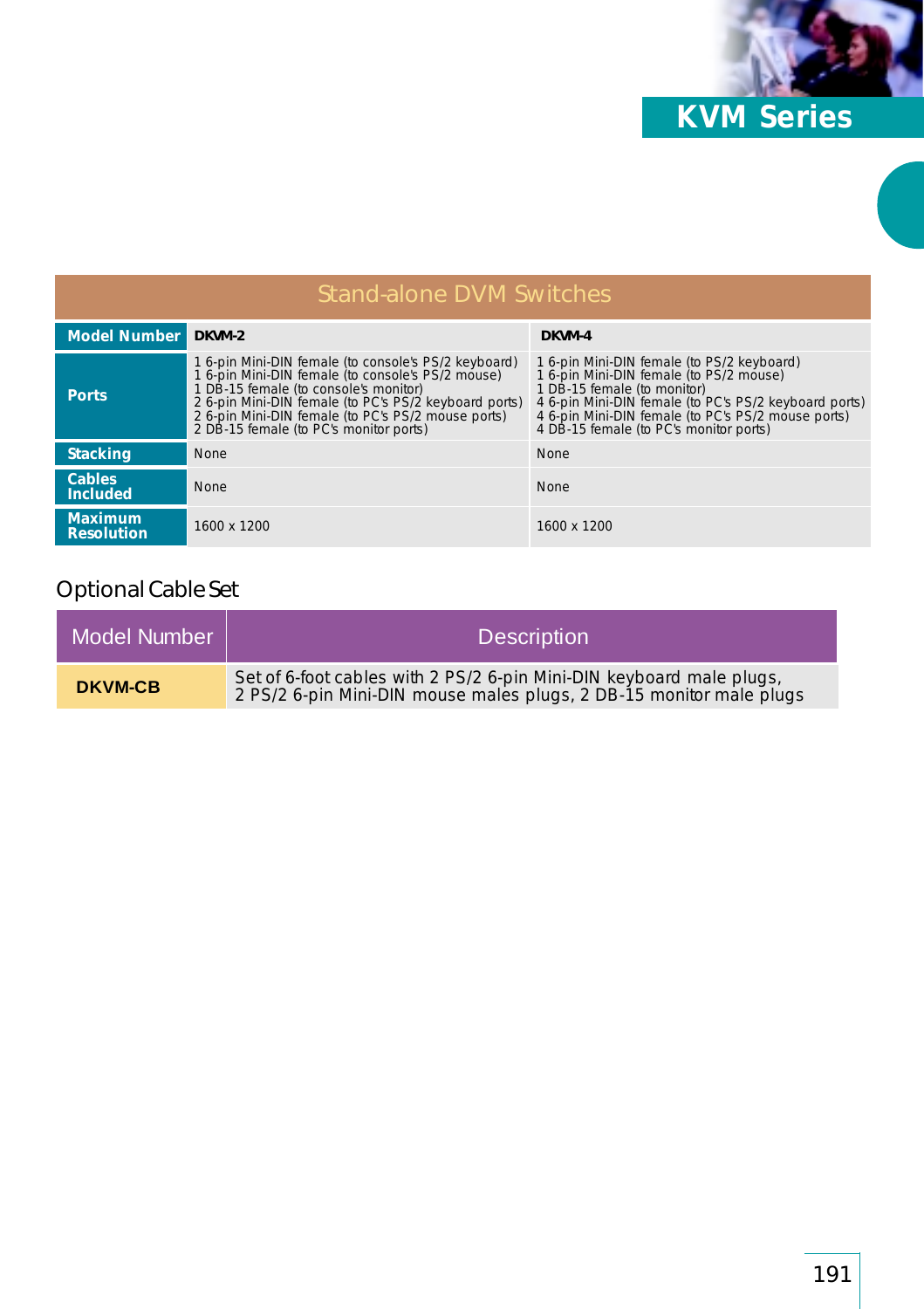# KVM Series

## Stand-alone DVM Switches

| Model Number | DKVM-2 | DKVM-4 |
|---|---|---|
| Ports | 1 6-pin Mini-DIN female (to console's PS/2 keyboard)<br>1 6-pin Mini-DIN female (to console's PS/2 mouse)<br>1 DB-15 female (to console's monitor)<br>2 6-pin Mini-DIN female (to PC's PS/2 keyboard ports)<br>2 6-pin Mini-DIN female (to PC's PS/2 mouse ports)<br>2 DB-15 female (to PC's monitor ports) | 1 6-pin Mini-DIN female (to PS/2 keyboard)<br>1 6-pin Mini-DIN female (to PS/2 mouse)<br>1 DB-15 female (to monitor)<br>4 6-pin Mini-DIN female (to PC's PS/2 keyboard ports)<br>4 6-pin Mini-DIN female (to PC's PS/2 mouse ports)<br>4 DB-15 female (to PC's monitor ports) |
| Stacking | None | None |
| Cables Included | None | None |
| Maximum Resolution | 1600 x 1200 | 1600 x 1200 |

## Optional Cable Set

| Model Number | Description |
|---|---|
| **DKVM-CB** | Set of 6-foot cables with 2 PS/2 6-pin Mini-DIN keyboard male plugs,<br>2 PS/2 6-pin Mini-DIN mouse males plugs, 2 DB-15 monitor male plugs |